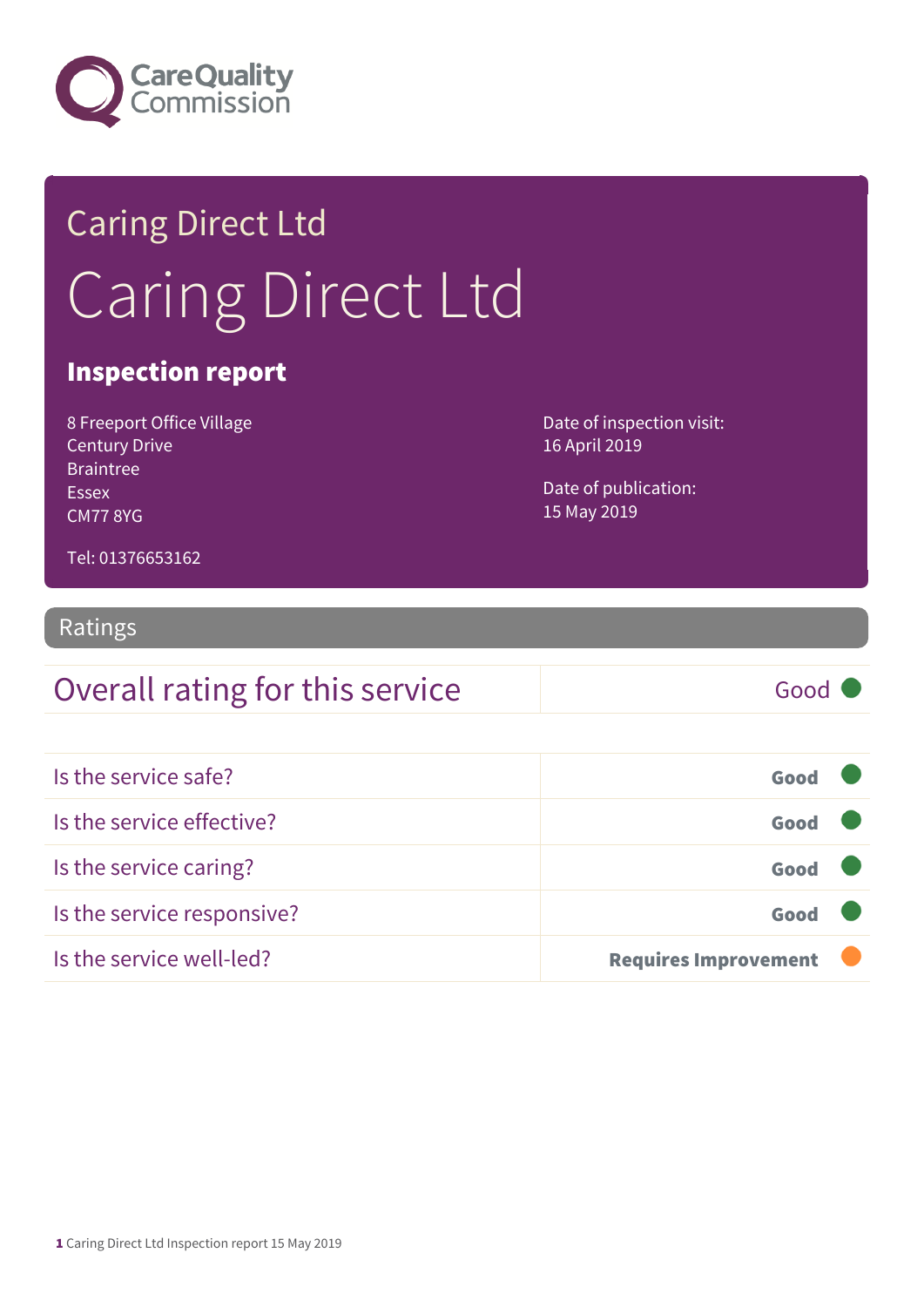Care Quality Commission

# Caring Direct Ltd

# Caring Direct Ltd

## Inspection report

8 Freeport Office Village
Century Drive
Braintree
Essex
CM77 8YG

Tel: 01376653162

Date of inspection visit:
16 April 2019

Date of publication:
15 May 2019

## Ratings

| Overall rating for this service | Good |
|---|---|

| | |
|---|---|
| Is the service safe? | **Good** |
| Is the service effective? | **Good** |
| Is the service caring? | **Good** |
| Is the service responsive? | **Good** |
| Is the service well-led? | **Requires Improvement** |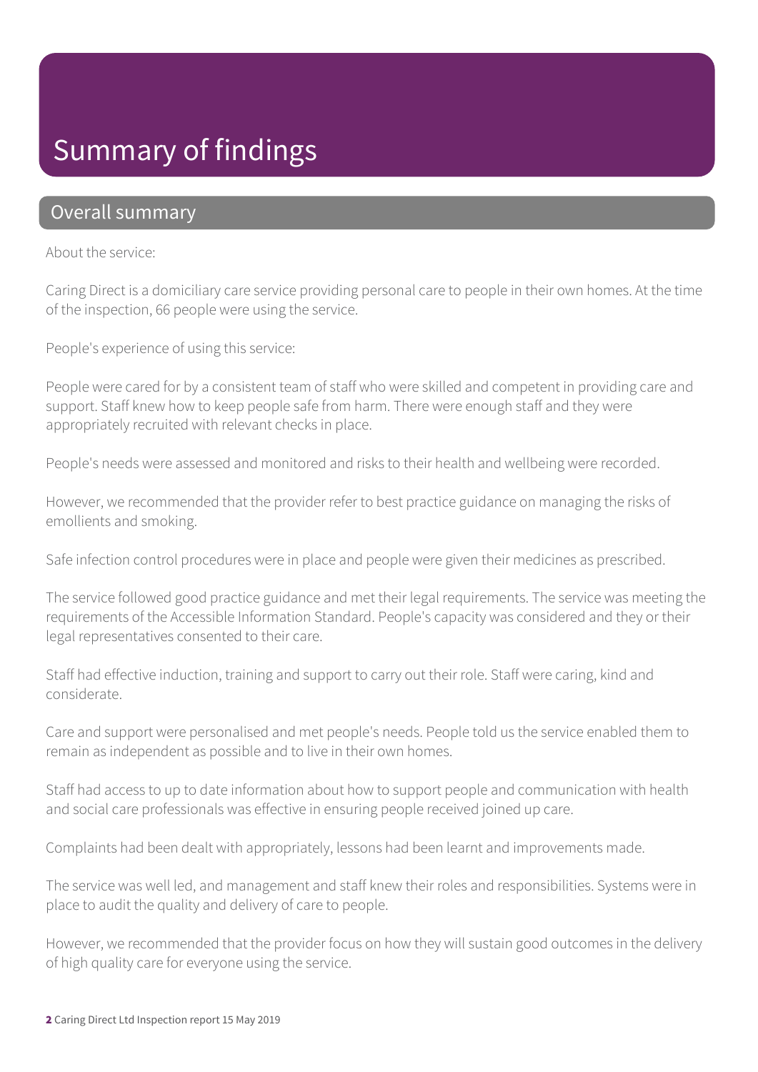# Summary of findings

## Overall summary

About the service:

Caring Direct is a domiciliary care service providing personal care to people in their own homes. At the time of the inspection, 66 people were using the service.

People's experience of using this service:

People were cared for by a consistent team of staff who were skilled and competent in providing care and support. Staff knew how to keep people safe from harm. There were enough staff and they were appropriately recruited with relevant checks in place.

People's needs were assessed and monitored and risks to their health and wellbeing were recorded.

However, we recommended that the provider refer to best practice guidance on managing the risks of emollients and smoking.

Safe infection control procedures were in place and people were given their medicines as prescribed.

The service followed good practice guidance and met their legal requirements. The service was meeting the requirements of the Accessible Information Standard. People's capacity was considered and they or their legal representatives consented to their care.

Staff had effective induction, training and support to carry out their role. Staff were caring, kind and considerate.

Care and support were personalised and met people's needs. People told us the service enabled them to remain as independent as possible and to live in their own homes.

Staff had access to up to date information about how to support people and communication with health and social care professionals was effective in ensuring people received joined up care.

Complaints had been dealt with appropriately, lessons had been learnt and improvements made.

The service was well led, and management and staff knew their roles and responsibilities. Systems were in place to audit the quality and delivery of care to people.

However, we recommended that the provider focus on how they will sustain good outcomes in the delivery of high quality care for everyone using the service.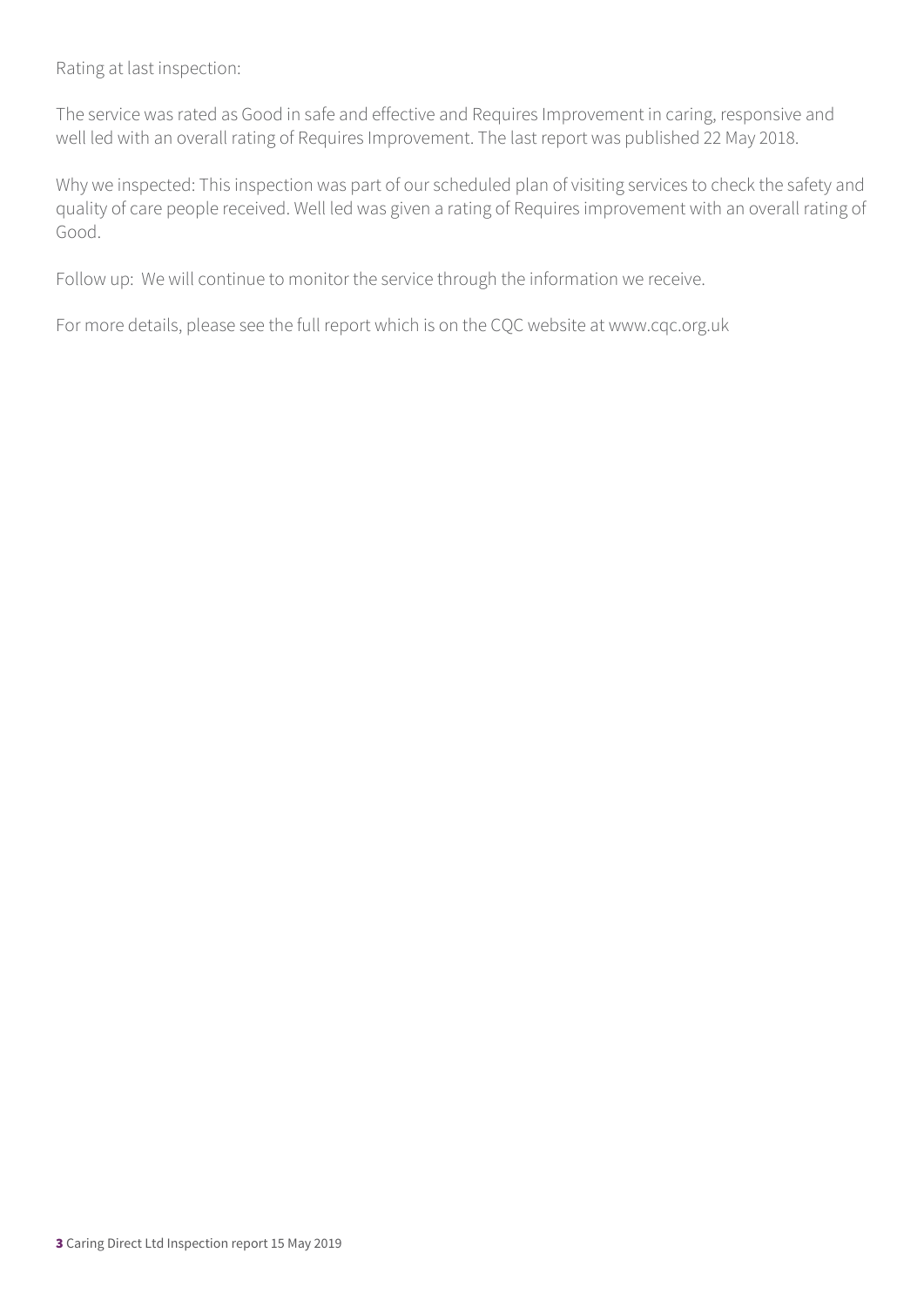Rating at last inspection:

The service was rated as Good in safe and effective and Requires Improvement in caring, responsive and well led with an overall rating of Requires Improvement. The last report was published 22 May 2018.

Why we inspected: This inspection was part of our scheduled plan of visiting services to check the safety and quality of care people received. Well led was given a rating of Requires improvement with an overall rating of Good.

Follow up: We will continue to monitor the service through the information we receive.

For more details, please see the full report which is on the CQC website at www.cqc.org.uk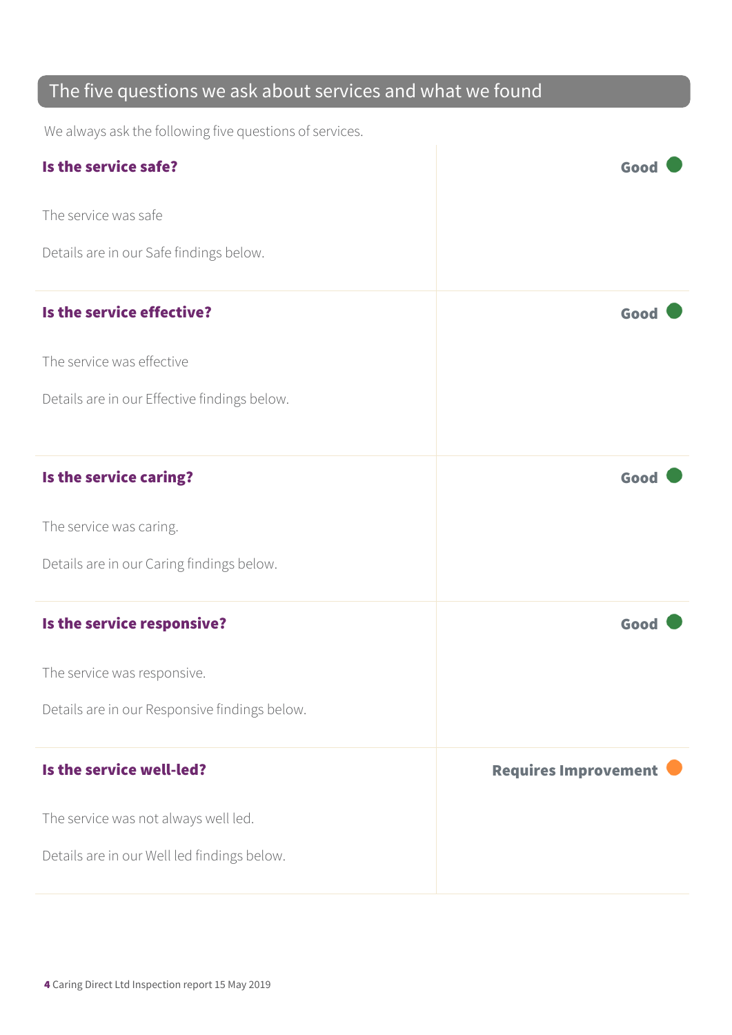## The five questions we ask about services and what we found

We always ask the following five questions of services.

### Is the service safe?

**Good**

The service was safe

Details are in our Safe findings below.

### Is the service effective?

**Good**

The service was effective

Details are in our Effective findings below.

### Is the service caring?

**Good**

The service was caring.

Details are in our Caring findings below.

### Is the service responsive?

**Good**

The service was responsive.

Details are in our Responsive findings below.

### Is the service well-led?

**Requires Improvement**

The service was not always well led.

Details are in our Well led findings below.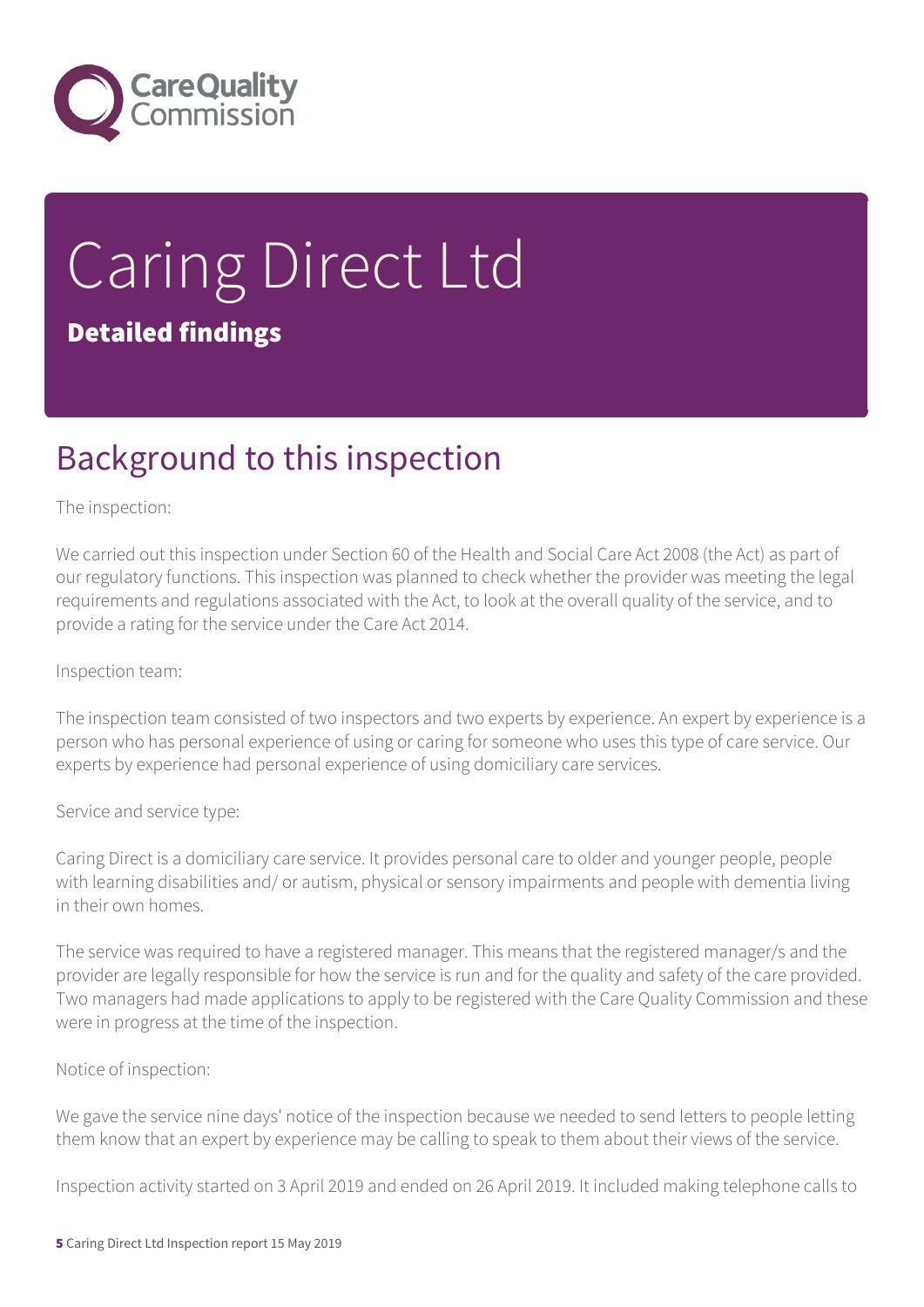# Caring Direct Ltd

## Detailed findings

## Background to this inspection

The inspection:

We carried out this inspection under Section 60 of the Health and Social Care Act 2008 (the Act) as part of our regulatory functions. This inspection was planned to check whether the provider was meeting the legal requirements and regulations associated with the Act, to look at the overall quality of the service, and to provide a rating for the service under the Care Act 2014.

Inspection team:

The inspection team consisted of two inspectors and two experts by experience. An expert by experience is a person who has personal experience of using or caring for someone who uses this type of care service. Our experts by experience had personal experience of using domiciliary care services.

Service and service type:

Caring Direct is a domiciliary care service. It provides personal care to older and younger people, people with learning disabilities and/ or autism, physical or sensory impairments and people with dementia living in their own homes.

The service was required to have a registered manager. This means that the registered manager/s and the provider are legally responsible for how the service is run and for the quality and safety of the care provided. Two managers had made applications to apply to be registered with the Care Quality Commission and these were in progress at the time of the inspection.

Notice of inspection:

We gave the service nine days' notice of the inspection because we needed to send letters to people letting them know that an expert by experience may be calling to speak to them about their views of the service.

Inspection activity started on 3 April 2019 and ended on 26 April 2019. It included making telephone calls to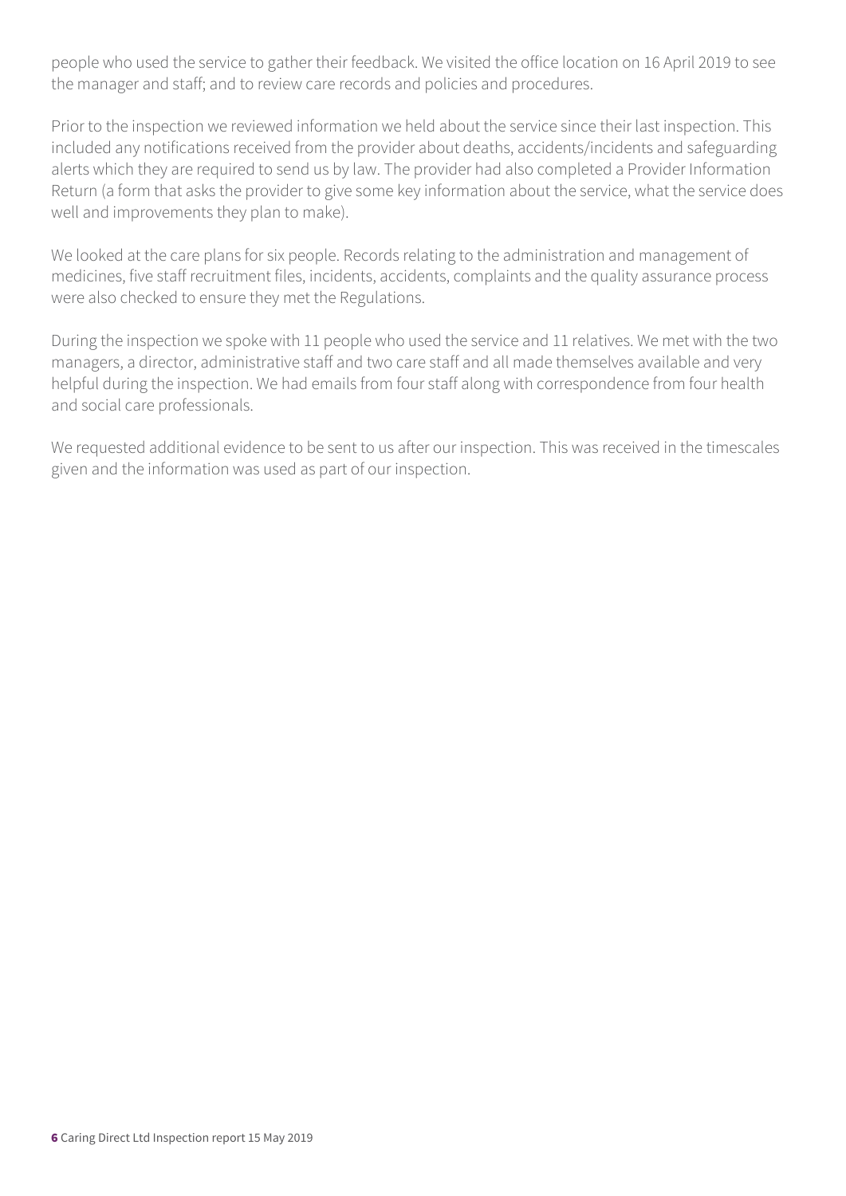people who used the service to gather their feedback. We visited the office location on 16 April 2019 to see the manager and staff; and to review care records and policies and procedures.

Prior to the inspection we reviewed information we held about the service since their last inspection. This included any notifications received from the provider about deaths, accidents/incidents and safeguarding alerts which they are required to send us by law. The provider had also completed a Provider Information Return (a form that asks the provider to give some key information about the service, what the service does well and improvements they plan to make).

We looked at the care plans for six people. Records relating to the administration and management of medicines, five staff recruitment files, incidents, accidents, complaints and the quality assurance process were also checked to ensure they met the Regulations.

During the inspection we spoke with 11 people who used the service and 11 relatives. We met with the two managers, a director, administrative staff and two care staff and all made themselves available and very helpful during the inspection. We had emails from four staff along with correspondence from four health and social care professionals.

We requested additional evidence to be sent to us after our inspection. This was received in the timescales given and the information was used as part of our inspection.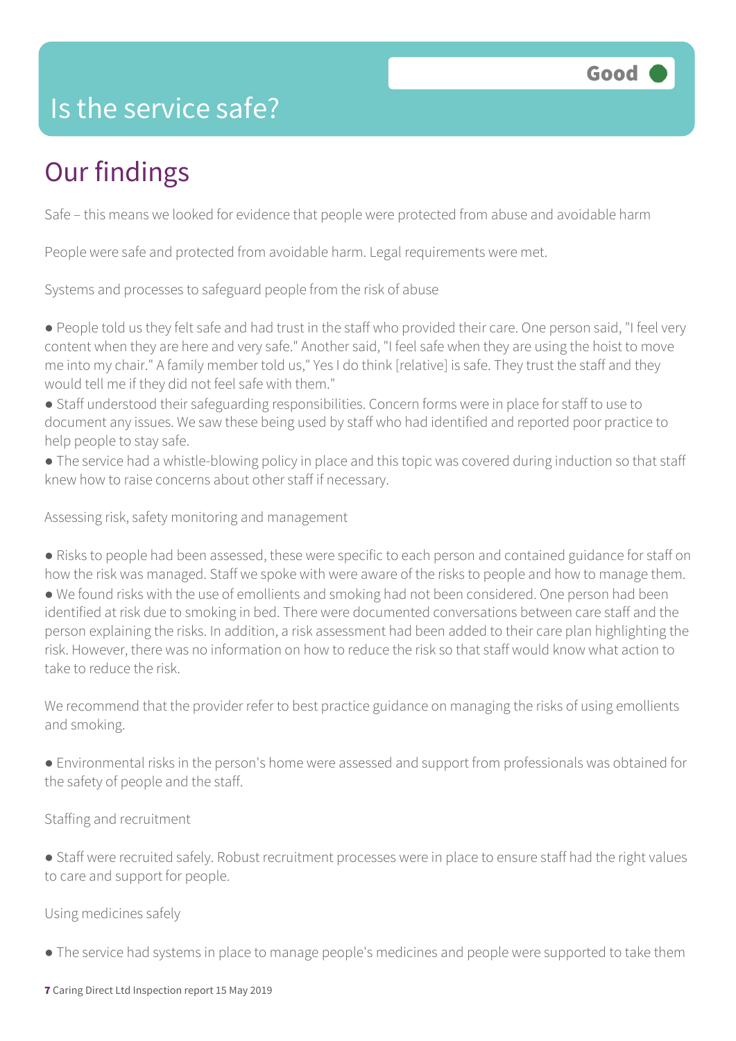# Is the service safe?

**Good**

## Our findings

Safe – this means we looked for evidence that people were protected from abuse and avoidable harm

People were safe and protected from avoidable harm. Legal requirements were met.

Systems and processes to safeguard people from the risk of abuse

- People told us they felt safe and had trust in the staff who provided their care. One person said, "I feel very content when they are here and very safe." Another said, "I feel safe when they are using the hoist to move me into my chair." A family member told us," Yes I do think [relative] is safe. They trust the staff and they would tell me if they did not feel safe with them."
- Staff understood their safeguarding responsibilities. Concern forms were in place for staff to use to document any issues. We saw these being used by staff who had identified and reported poor practice to help people to stay safe.
- The service had a whistle-blowing policy in place and this topic was covered during induction so that staff knew how to raise concerns about other staff if necessary.

Assessing risk, safety monitoring and management

- Risks to people had been assessed, these were specific to each person and contained guidance for staff on how the risk was managed. Staff we spoke with were aware of the risks to people and how to manage them.
- We found risks with the use of emollients and smoking had not been considered. One person had been identified at risk due to smoking in bed. There were documented conversations between care staff and the person explaining the risks. In addition, a risk assessment had been added to their care plan highlighting the risk. However, there was no information on how to reduce the risk so that staff would know what action to take to reduce the risk.

We recommend that the provider refer to best practice guidance on managing the risks of using emollients and smoking.

- Environmental risks in the person's home were assessed and support from professionals was obtained for the safety of people and the staff.

Staffing and recruitment

- Staff were recruited safely. Robust recruitment processes were in place to ensure staff had the right values to care and support for people.

Using medicines safely

- The service had systems in place to manage people's medicines and people were supported to take them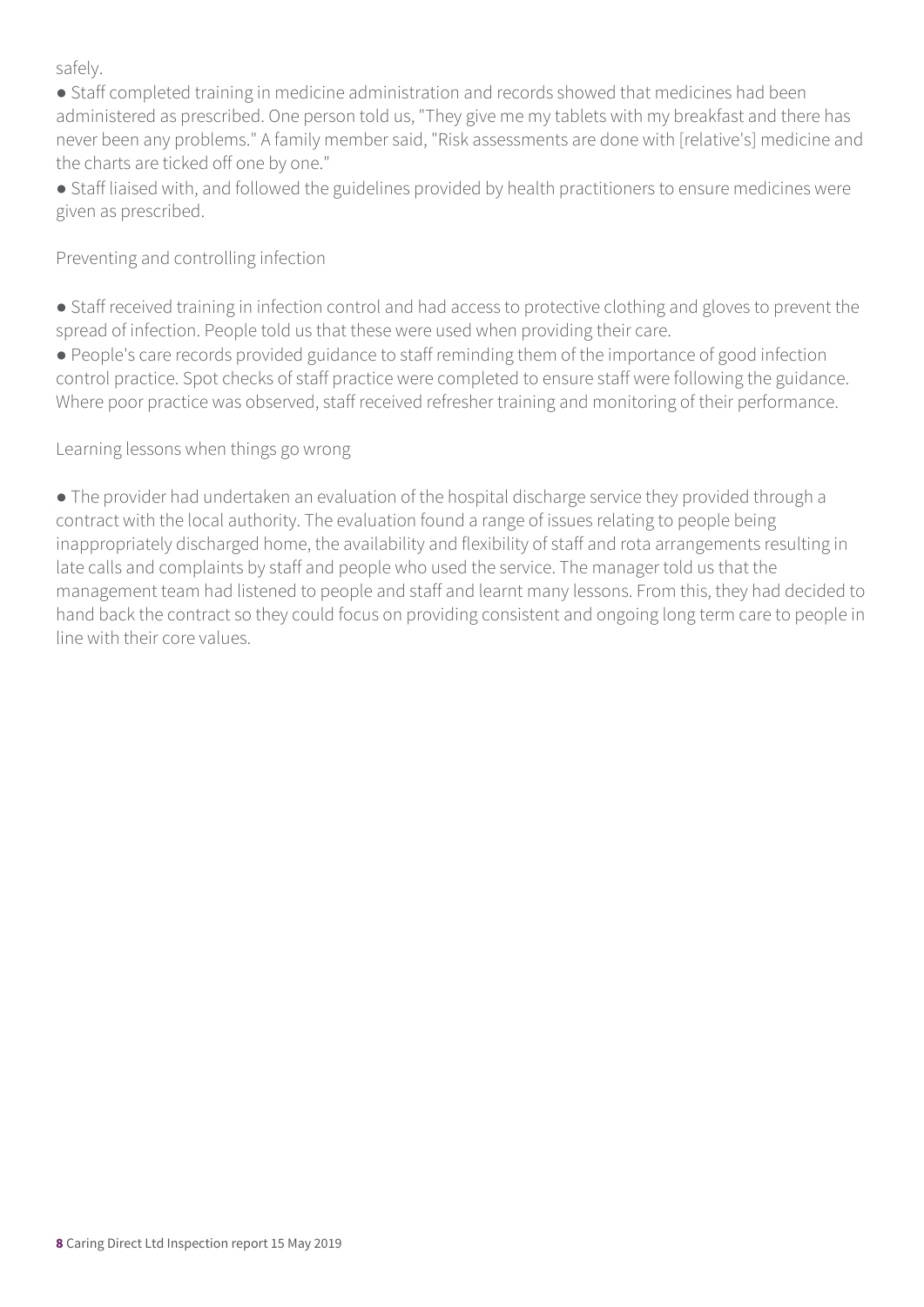safely.

- Staff completed training in medicine administration and records showed that medicines had been administered as prescribed. One person told us, "They give me my tablets with my breakfast and there has never been any problems." A family member said, "Risk assessments are done with [relative's] medicine and the charts are ticked off one by one."
- Staff liaised with, and followed the guidelines provided by health practitioners to ensure medicines were given as prescribed.

Preventing and controlling infection

- Staff received training in infection control and had access to protective clothing and gloves to prevent the spread of infection. People told us that these were used when providing their care.
- People's care records provided guidance to staff reminding them of the importance of good infection control practice. Spot checks of staff practice were completed to ensure staff were following the guidance. Where poor practice was observed, staff received refresher training and monitoring of their performance.

Learning lessons when things go wrong

- The provider had undertaken an evaluation of the hospital discharge service they provided through a contract with the local authority. The evaluation found a range of issues relating to people being inappropriately discharged home, the availability and flexibility of staff and rota arrangements resulting in late calls and complaints by staff and people who used the service. The manager told us that the management team had listened to people and staff and learnt many lessons. From this, they had decided to hand back the contract so they could focus on providing consistent and ongoing long term care to people in line with their core values.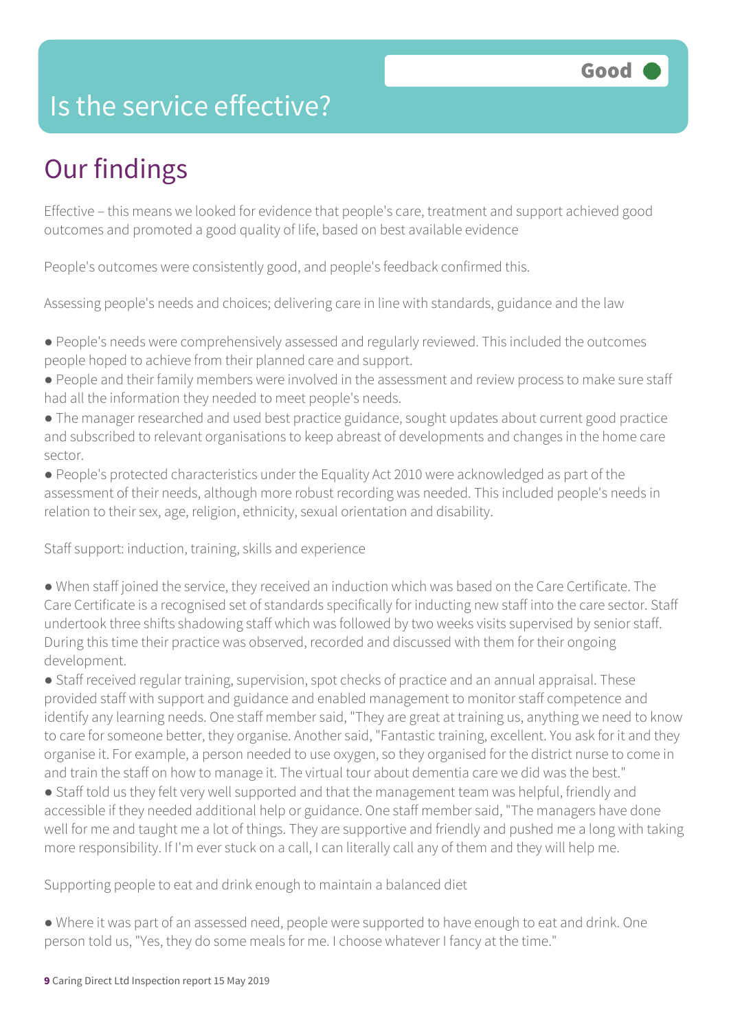# Is the service effective?

**Good**

## Our findings

Effective – this means we looked for evidence that people's care, treatment and support achieved good outcomes and promoted a good quality of life, based on best available evidence

People's outcomes were consistently good, and people's feedback confirmed this.

Assessing people's needs and choices; delivering care in line with standards, guidance and the law

- People's needs were comprehensively assessed and regularly reviewed. This included the outcomes people hoped to achieve from their planned care and support.
- People and their family members were involved in the assessment and review process to make sure staff had all the information they needed to meet people's needs.
- The manager researched and used best practice guidance, sought updates about current good practice and subscribed to relevant organisations to keep abreast of developments and changes in the home care sector.
- People's protected characteristics under the Equality Act 2010 were acknowledged as part of the assessment of their needs, although more robust recording was needed. This included people's needs in relation to their sex, age, religion, ethnicity, sexual orientation and disability.

Staff support: induction, training, skills and experience

- When staff joined the service, they received an induction which was based on the Care Certificate. The Care Certificate is a recognised set of standards specifically for inducting new staff into the care sector. Staff undertook three shifts shadowing staff which was followed by two weeks visits supervised by senior staff. During this time their practice was observed, recorded and discussed with them for their ongoing development.
- Staff received regular training, supervision, spot checks of practice and an annual appraisal. These provided staff with support and guidance and enabled management to monitor staff competence and identify any learning needs. One staff member said, "They are great at training us, anything we need to know to care for someone better, they organise. Another said, "Fantastic training, excellent. You ask for it and they organise it. For example, a person needed to use oxygen, so they organised for the district nurse to come in and train the staff on how to manage it. The virtual tour about dementia care we did was the best."
- Staff told us they felt very well supported and that the management team was helpful, friendly and accessible if they needed additional help or guidance. One staff member said, "The managers have done well for me and taught me a lot of things. They are supportive and friendly and pushed me a long with taking more responsibility. If I'm ever stuck on a call, I can literally call any of them and they will help me.

Supporting people to eat and drink enough to maintain a balanced diet

- Where it was part of an assessed need, people were supported to have enough to eat and drink. One person told us, "Yes, they do some meals for me. I choose whatever I fancy at the time."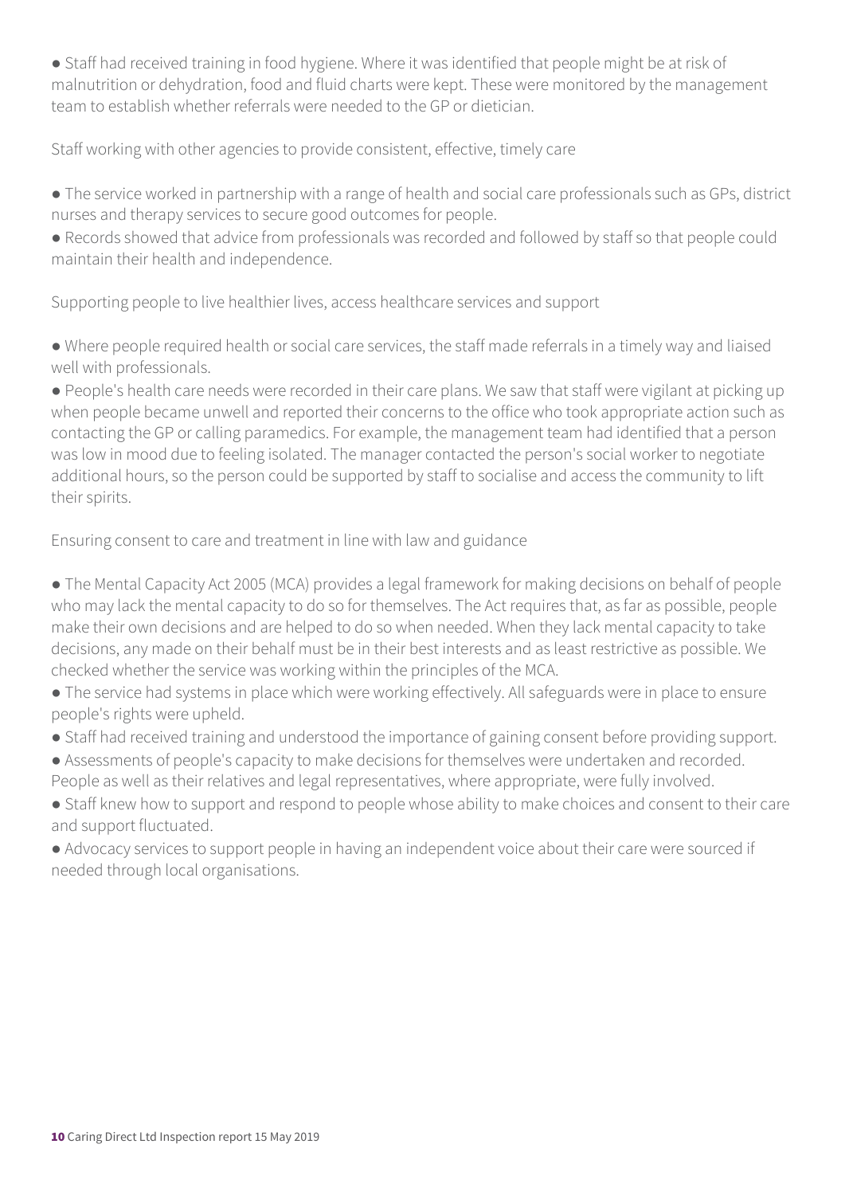- Staff had received training in food hygiene. Where it was identified that people might be at risk of malnutrition or dehydration, food and fluid charts were kept. These were monitored by the management team to establish whether referrals were needed to the GP or dietician.

Staff working with other agencies to provide consistent, effective, timely care

- The service worked in partnership with a range of health and social care professionals such as GPs, district nurses and therapy services to secure good outcomes for people.
- Records showed that advice from professionals was recorded and followed by staff so that people could maintain their health and independence.

Supporting people to live healthier lives, access healthcare services and support

- Where people required health or social care services, the staff made referrals in a timely way and liaised well with professionals.
- People's health care needs were recorded in their care plans. We saw that staff were vigilant at picking up when people became unwell and reported their concerns to the office who took appropriate action such as contacting the GP or calling paramedics. For example, the management team had identified that a person was low in mood due to feeling isolated. The manager contacted the person's social worker to negotiate additional hours, so the person could be supported by staff to socialise and access the community to lift their spirits.

Ensuring consent to care and treatment in line with law and guidance

- The Mental Capacity Act 2005 (MCA) provides a legal framework for making decisions on behalf of people who may lack the mental capacity to do so for themselves. The Act requires that, as far as possible, people make their own decisions and are helped to do so when needed. When they lack mental capacity to take decisions, any made on their behalf must be in their best interests and as least restrictive as possible. We checked whether the service was working within the principles of the MCA.
- The service had systems in place which were working effectively. All safeguards were in place to ensure people's rights were upheld.
- Staff had received training and understood the importance of gaining consent before providing support.
- Assessments of people's capacity to make decisions for themselves were undertaken and recorded. People as well as their relatives and legal representatives, where appropriate, were fully involved.
- Staff knew how to support and respond to people whose ability to make choices and consent to their care and support fluctuated.
- Advocacy services to support people in having an independent voice about their care were sourced if needed through local organisations.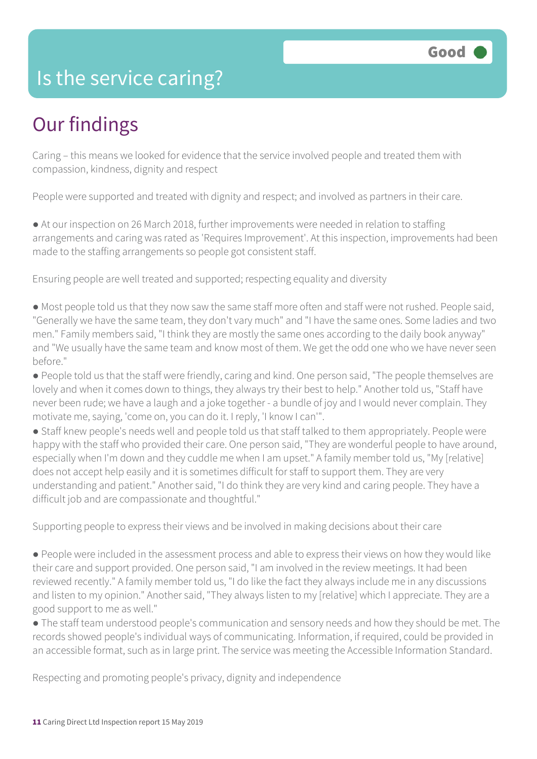# Is the service caring?

**Good**

## Our findings

Caring – this means we looked for evidence that the service involved people and treated them with compassion, kindness, dignity and respect

People were supported and treated with dignity and respect; and involved as partners in their care.

- At our inspection on 26 March 2018, further improvements were needed in relation to staffing arrangements and caring was rated as 'Requires Improvement'. At this inspection, improvements had been made to the staffing arrangements so people got consistent staff.

Ensuring people are well treated and supported; respecting equality and diversity

- Most people told us that they now saw the same staff more often and staff were not rushed. People said, "Generally we have the same team, they don't vary much" and "I have the same ones. Some ladies and two men." Family members said, "I think they are mostly the same ones according to the daily book anyway" and "We usually have the same team and know most of them. We get the odd one who we have never seen before."
- People told us that the staff were friendly, caring and kind. One person said, "The people themselves are lovely and when it comes down to things, they always try their best to help." Another told us, "Staff have never been rude; we have a laugh and a joke together - a bundle of joy and I would never complain. They motivate me, saying, 'come on, you can do it. I reply, 'I know I can'".
- Staff knew people's needs well and people told us that staff talked to them appropriately. People were happy with the staff who provided their care. One person said, "They are wonderful people to have around, especially when I'm down and they cuddle me when I am upset." A family member told us, "My [relative] does not accept help easily and it is sometimes difficult for staff to support them. They are very understanding and patient." Another said, "I do think they are very kind and caring people. They have a difficult job and are compassionate and thoughtful."

Supporting people to express their views and be involved in making decisions about their care

- People were included in the assessment process and able to express their views on how they would like their care and support provided. One person said, "I am involved in the review meetings. It had been reviewed recently." A family member told us, "I do like the fact they always include me in any discussions and listen to my opinion." Another said, "They always listen to my [relative] which I appreciate. They are a good support to me as well."
- The staff team understood people's communication and sensory needs and how they should be met. The records showed people's individual ways of communicating. Information, if required, could be provided in an accessible format, such as in large print. The service was meeting the Accessible Information Standard.

Respecting and promoting people's privacy, dignity and independence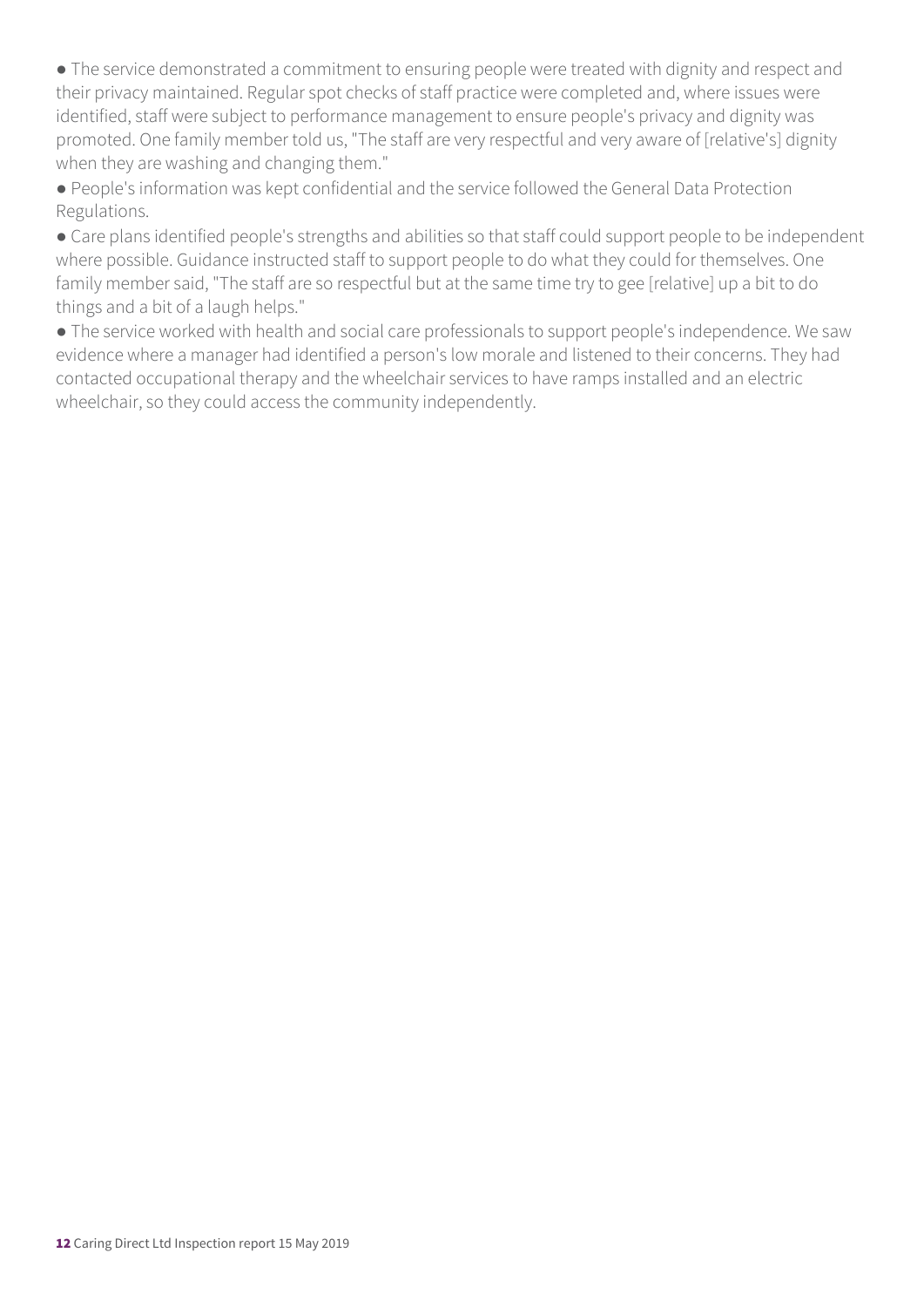- The service demonstrated a commitment to ensuring people were treated with dignity and respect and their privacy maintained. Regular spot checks of staff practice were completed and, where issues were identified, staff were subject to performance management to ensure people's privacy and dignity was promoted. One family member told us, "The staff are very respectful and very aware of [relative's] dignity when they are washing and changing them."
- People's information was kept confidential and the service followed the General Data Protection Regulations.
- Care plans identified people's strengths and abilities so that staff could support people to be independent where possible. Guidance instructed staff to support people to do what they could for themselves. One family member said, "The staff are so respectful but at the same time try to gee [relative] up a bit to do things and a bit of a laugh helps."
- The service worked with health and social care professionals to support people's independence. We saw evidence where a manager had identified a person's low morale and listened to their concerns. They had contacted occupational therapy and the wheelchair services to have ramps installed and an electric wheelchair, so they could access the community independently.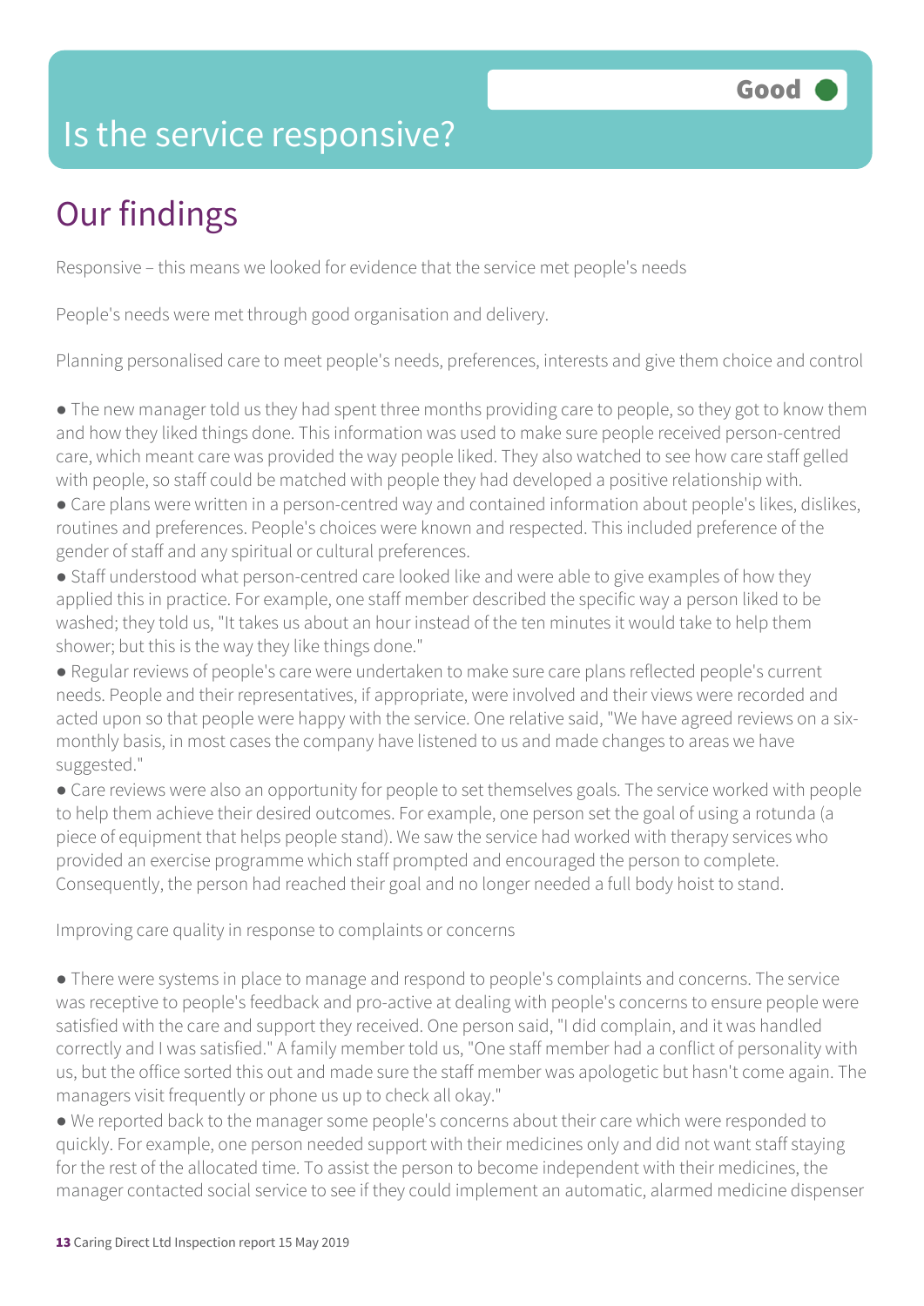# Is the service responsive?

Good

## Our findings

Responsive – this means we looked for evidence that the service met people's needs

People's needs were met through good organisation and delivery.

Planning personalised care to meet people's needs, preferences, interests and give them choice and control

- The new manager told us they had spent three months providing care to people, so they got to know them and how they liked things done. This information was used to make sure people received person-centred care, which meant care was provided the way people liked. They also watched to see how care staff gelled with people, so staff could be matched with people they had developed a positive relationship with.
- Care plans were written in a person-centred way and contained information about people's likes, dislikes, routines and preferences. People's choices were known and respected. This included preference of the gender of staff and any spiritual or cultural preferences.
- Staff understood what person-centred care looked like and were able to give examples of how they applied this in practice. For example, one staff member described the specific way a person liked to be washed; they told us, "It takes us about an hour instead of the ten minutes it would take to help them shower; but this is the way they like things done."
- Regular reviews of people's care were undertaken to make sure care plans reflected people's current needs. People and their representatives, if appropriate, were involved and their views were recorded and acted upon so that people were happy with the service. One relative said, "We have agreed reviews on a six-monthly basis, in most cases the company have listened to us and made changes to areas we have suggested."
- Care reviews were also an opportunity for people to set themselves goals. The service worked with people to help them achieve their desired outcomes. For example, one person set the goal of using a rotunda (a piece of equipment that helps people stand). We saw the service had worked with therapy services who provided an exercise programme which staff prompted and encouraged the person to complete. Consequently, the person had reached their goal and no longer needed a full body hoist to stand.

Improving care quality in response to complaints or concerns

- There were systems in place to manage and respond to people's complaints and concerns. The service was receptive to people's feedback and pro-active at dealing with people's concerns to ensure people were satisfied with the care and support they received. One person said, "I did complain, and it was handled correctly and I was satisfied." A family member told us, "One staff member had a conflict of personality with us, but the office sorted this out and made sure the staff member was apologetic but hasn't come again. The managers visit frequently or phone us up to check all okay."
- We reported back to the manager some people's concerns about their care which were responded to quickly. For example, one person needed support with their medicines only and did not want staff staying for the rest of the allocated time. To assist the person to become independent with their medicines, the manager contacted social service to see if they could implement an automatic, alarmed medicine dispenser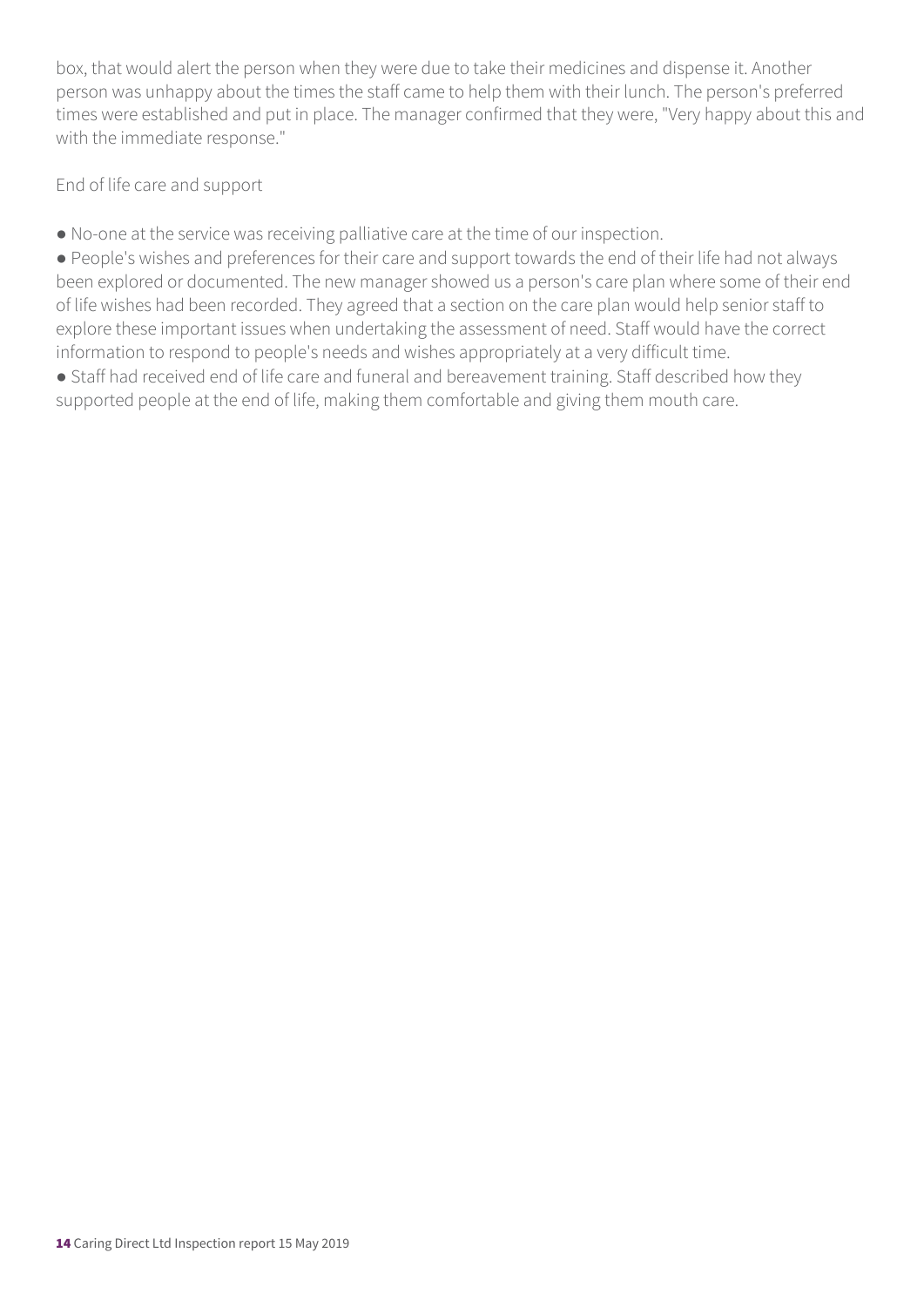box, that would alert the person when they were due to take their medicines and dispense it. Another person was unhappy about the times the staff came to help them with their lunch. The person's preferred times were established and put in place. The manager confirmed that they were, "Very happy about this and with the immediate response."

End of life care and support

- No-one at the service was receiving palliative care at the time of our inspection.
- People's wishes and preferences for their care and support towards the end of their life had not always been explored or documented. The new manager showed us a person's care plan where some of their end of life wishes had been recorded. They agreed that a section on the care plan would help senior staff to explore these important issues when undertaking the assessment of need. Staff would have the correct information to respond to people's needs and wishes appropriately at a very difficult time.
- Staff had received end of life care and funeral and bereavement training. Staff described how they supported people at the end of life, making them comfortable and giving them mouth care.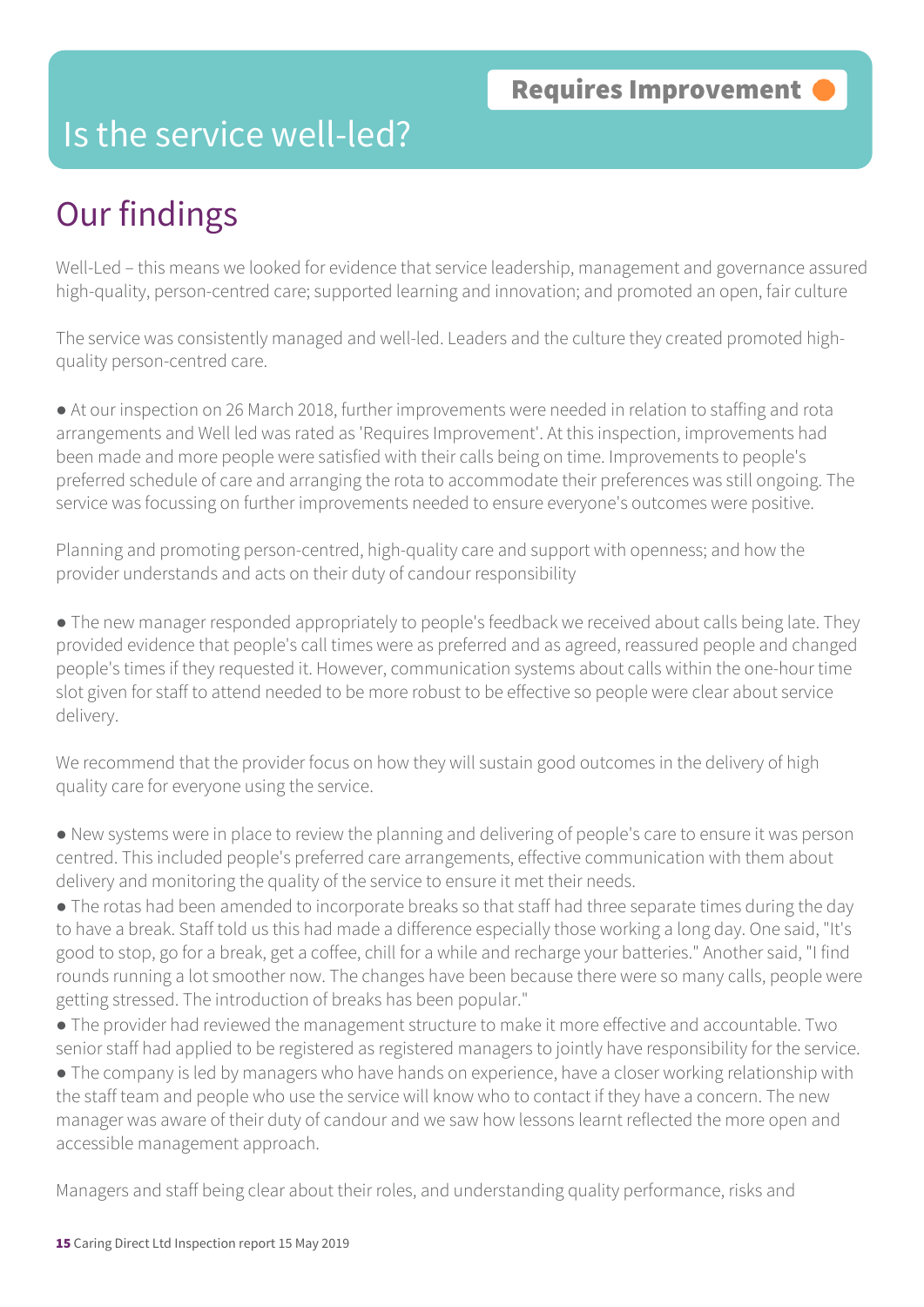**Requires Improvement**

# Is the service well-led?

## Our findings

Well-Led – this means we looked for evidence that service leadership, management and governance assured high-quality, person-centred care; supported learning and innovation; and promoted an open, fair culture

The service was consistently managed and well-led. Leaders and the culture they created promoted high-quality person-centred care.

● At our inspection on 26 March 2018, further improvements were needed in relation to staffing and rota arrangements and Well led was rated as 'Requires Improvement'. At this inspection, improvements had been made and more people were satisfied with their calls being on time. Improvements to people's preferred schedule of care and arranging the rota to accommodate their preferences was still ongoing. The service was focussing on further improvements needed to ensure everyone's outcomes were positive.

Planning and promoting person-centred, high-quality care and support with openness; and how the provider understands and acts on their duty of candour responsibility

● The new manager responded appropriately to people's feedback we received about calls being late. They provided evidence that people's call times were as preferred and as agreed, reassured people and changed people's times if they requested it. However, communication systems about calls within the one-hour time slot given for staff to attend needed to be more robust to be effective so people were clear about service delivery.

We recommend that the provider focus on how they will sustain good outcomes in the delivery of high quality care for everyone using the service.

● New systems were in place to review the planning and delivering of people's care to ensure it was person centred. This included people's preferred care arrangements, effective communication with them about delivery and monitoring the quality of the service to ensure it met their needs.
● The rotas had been amended to incorporate breaks so that staff had three separate times during the day to have a break. Staff told us this had made a difference especially those working a long day. One said, "It's good to stop, go for a break, get a coffee, chill for a while and recharge your batteries." Another said, "I find rounds running a lot smoother now. The changes have been because there were so many calls, people were getting stressed. The introduction of breaks has been popular."
● The provider had reviewed the management structure to make it more effective and accountable. Two senior staff had applied to be registered as registered managers to jointly have responsibility for the service.
● The company is led by managers who have hands on experience, have a closer working relationship with the staff team and people who use the service will know who to contact if they have a concern. The new manager was aware of their duty of candour and we saw how lessons learnt reflected the more open and accessible management approach.

Managers and staff being clear about their roles, and understanding quality performance, risks and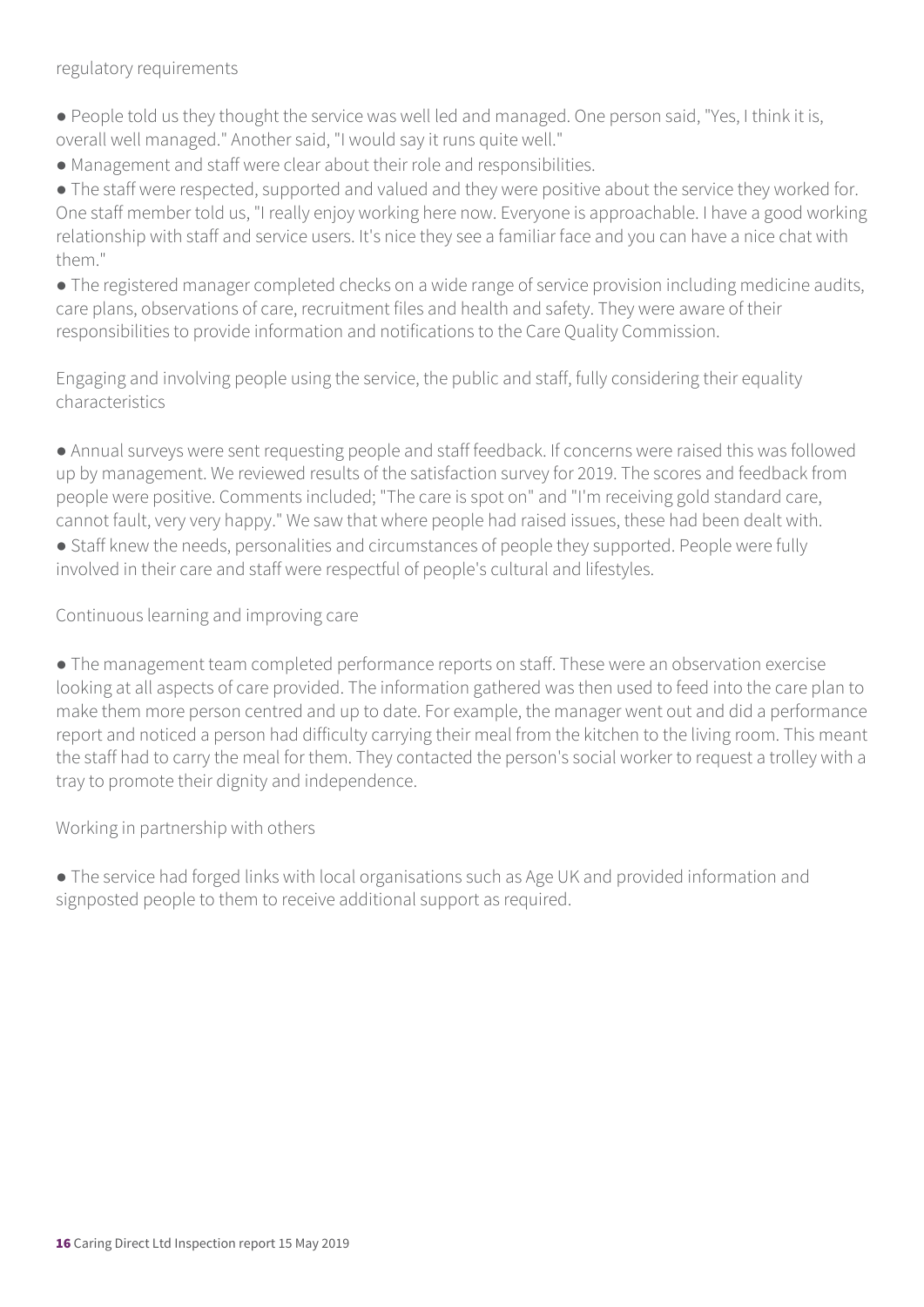regulatory requirements

- People told us they thought the service was well led and managed. One person said, "Yes, I think it is, overall well managed." Another said, "I would say it runs quite well."
- Management and staff were clear about their role and responsibilities.
- The staff were respected, supported and valued and they were positive about the service they worked for. One staff member told us, "I really enjoy working here now. Everyone is approachable. I have a good working relationship with staff and service users. It's nice they see a familiar face and you can have a nice chat with them."
- The registered manager completed checks on a wide range of service provision including medicine audits, care plans, observations of care, recruitment files and health and safety. They were aware of their responsibilities to provide information and notifications to the Care Quality Commission.

Engaging and involving people using the service, the public and staff, fully considering their equality characteristics

- Annual surveys were sent requesting people and staff feedback. If concerns were raised this was followed up by management. We reviewed results of the satisfaction survey for 2019. The scores and feedback from people were positive. Comments included; "The care is spot on" and "I'm receiving gold standard care, cannot fault, very very happy." We saw that where people had raised issues, these had been dealt with.
- Staff knew the needs, personalities and circumstances of people they supported. People were fully involved in their care and staff were respectful of people's cultural and lifestyles.

Continuous learning and improving care

- The management team completed performance reports on staff. These were an observation exercise looking at all aspects of care provided. The information gathered was then used to feed into the care plan to make them more person centred and up to date. For example, the manager went out and did a performance report and noticed a person had difficulty carrying their meal from the kitchen to the living room. This meant the staff had to carry the meal for them. They contacted the person's social worker to request a trolley with a tray to promote their dignity and independence.

Working in partnership with others

- The service had forged links with local organisations such as Age UK and provided information and signposted people to them to receive additional support as required.